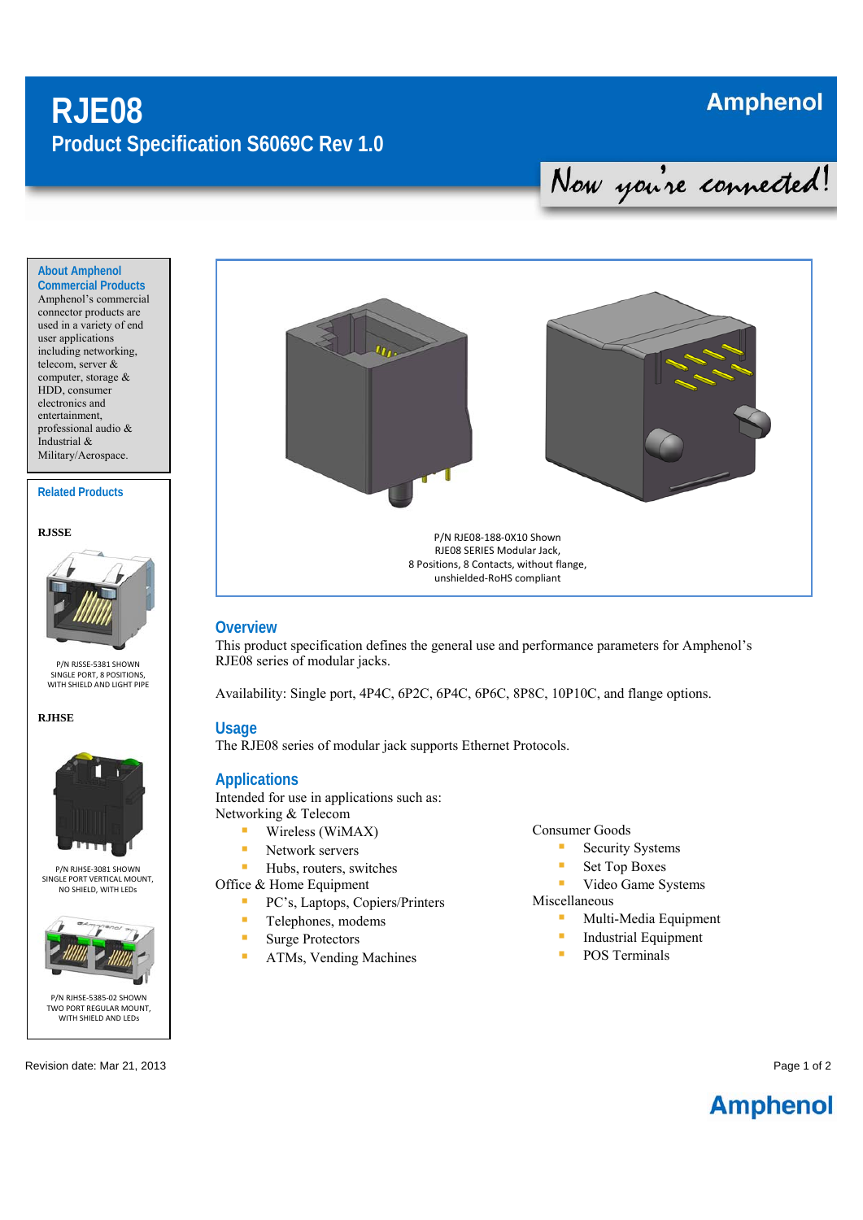# RJE08

## Product Specification S6069C Rev 1.0

Amphenol

Now you're connected!

### About Amphenol Commercial Products

Amphenol's commercial connector products are used in a variety of end user applications including networking, telecom, server & computer, storage & HDD, consumer electronics and entertainment, professional audio & Industrial & Military/Aerospace.

### Related Products

**RJSSE**

P/N RJSSE-5381 SHOWN
SINGLE PORT, 8 POSITIONS,
WITH SHIELD AND LIGHT PIPE

**RJHSE**

P/N RJHSE-3081 SHOWN
SINGLE PORT VERTICAL MOUNT,
NO SHIELD, WITH LEDs

P/N RJHSE-5385-02 SHOWN
TWO PORT REGULAR MOUNT,
WITH SHIELD AND LEDs

P/N RJE08-188-0X10 Shown
RJE08 SERIES Modular Jack,
8 Positions, 8 Contacts, without flange,
unshielded-RoHS compliant

## Overview

This product specification defines the general use and performance parameters for Amphenol's RJE08 series of modular jacks.

Availability: Single port, 4P4C, 6P2C, 6P4C, 6P6C, 8P8C, 10P10C, and flange options.

## Usage

The RJE08 series of modular jack supports Ethernet Protocols.

## Applications

Intended for use in applications such as:

Networking & Telecom
- Wireless (WiMAX)
- Network servers
- Hubs, routers, switches

Office & Home Equipment
- PC's, Laptops, Copiers/Printers
- Telephones, modems
- Surge Protectors
- ATMs, Vending Machines

Consumer Goods
- Security Systems
- Set Top Boxes
- Video Game Systems

Miscellaneous
- Multi-Media Equipment
- Industrial Equipment
- POS Terminals

Revision date: Mar 21, 2013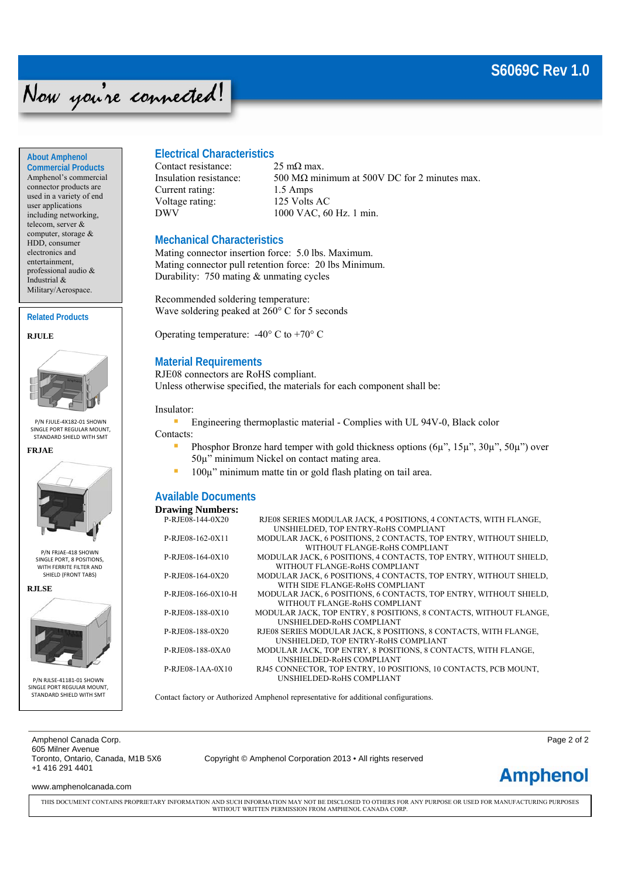## About Amphenol Commercial Products

Amphenol's commercial connector products are used in a variety of end user applications including networking, telecom, server & computer, storage & HDD, consumer electronics and entertainment, professional audio & Industrial & Military/Aerospace.

## Related Products

**RJULE**

P/N FJULE-4X182-01 SHOWN SINGLE PORT REGULAR MOUNT, STANDARD SHIELD WITH SMT

**FRJAE**

P/N FRJAE-418 SHOWN SINGLE PORT, 8 POSITIONS, WITH FERRITE FILTER AND SHIELD (FRONT TABS)

**RJLSE**

P/N RJLSE-41181-01 SHOWN SINGLE PORT REGULAR MOUNT, STANDARD SHIELD WITH SMT

## Electrical Characteristics

| | |
|---|---|
| Contact resistance: | 25 mΩ max. |
| Insulation resistance: | 500 MΩ minimum at 500V DC for 2 minutes max. |
| Current rating: | 1.5 Amps |
| Voltage rating: | 125 Volts AC |
| DWV | 1000 VAC, 60 Hz. 1 min. |

## Mechanical Characteristics

Mating connector insertion force: 5.0 lbs. Maximum.
Mating connector pull retention force: 20 lbs Minimum.
Durability: 750 mating & unmating cycles

Recommended soldering temperature:
Wave soldering peaked at 260° C for 5 seconds

Operating temperature: -40° C to +70° C

## Material Requirements

RJE08 connectors are RoHS compliant.
Unless otherwise specified, the materials for each component shall be:

Insulator:

- Engineering thermoplastic material - Complies with UL 94V-0, Black color

Contacts:

- Phosphor Bronze hard temper with gold thickness options (6µ", 15µ", 30µ", 50µ") over 50µ" minimum Nickel on contact mating area.
- 100µ" minimum matte tin or gold flash plating on tail area.

## Available Documents

**Drawing Numbers:**

| | |
|---|---|
| P-RJE08-144-0X20 | RJE08 SERIES MODULAR JACK, 4 POSITIONS, 4 CONTACTS, WITH FLANGE, UNSHIELDED, TOP ENTRY-RoHS COMPLIANT |
| P-RJE08-162-0X11 | MODULAR JACK, 6 POSITIONS, 2 CONTACTS, TOP ENTRY, WITHOUT SHIELD, WITHOUT FLANGE-RoHS COMPLIANT |
| P-RJE08-164-0X10 | MODULAR JACK, 6 POSITIONS, 4 CONTACTS, TOP ENTRY, WITHOUT SHIELD, WITHOUT FLANGE-RoHS COMPLIANT |
| P-RJE08-164-0X20 | MODULAR JACK, 6 POSITIONS, 4 CONTACTS, TOP ENTRY, WITHOUT SHIELD, WITH SIDE FLANGE-RoHS COMPLIANT |
| P-RJE08-166-0X10-H | MODULAR JACK, 6 POSITIONS, 6 CONTACTS, TOP ENTRY, WITHOUT SHIELD, WITHOUT FLANGE-RoHS COMPLIANT |
| P-RJE08-188-0X10 | MODULAR JACK, TOP ENTRY, 8 POSITIONS, 8 CONTACTS, WITHOUT FLANGE, UNSHIELDED-RoHS COMPLIANT |
| P-RJE08-188-0X20 | RJE08 SERIES MODULAR JACK, 8 POSITIONS, 8 CONTACTS, WITH FLANGE, UNSHIELDED, TOP ENTRY-RoHS COMPLIANT |
| P-RJE08-188-0XA0 | MODULAR JACK, TOP ENTRY, 8 POSITIONS, 8 CONTACTS, WITH FLANGE, UNSHIELDED-RoHS COMPLIANT |
| P-RJE08-1AA-0X10 | RJ45 CONNECTOR, TOP ENTRY, 10 POSITIONS, 10 CONTACTS, PCB MOUNT, UNSHIELDED-RoHS COMPLIANT |

Contact factory or Authorized Amphenol representative for additional configurations.

Amphenol Canada Corp.
605 Milner Avenue
Toronto, Ontario, Canada, M1B 5X6
+1 416 291 4401

www.amphenolcanada.com

Copyright © Amphenol Corporation 2013 • All rights reserved

THIS DOCUMENT CONTAINS PROPRIETARY INFORMATION AND SUCH INFORMATION MAY NOT BE DISCLOSED TO OTHERS FOR ANY PURPOSE OR USED FOR MANUFACTURING PURPOSES WITHOUT WRITTEN PERMISSION FROM AMPHENOL CANADA CORP.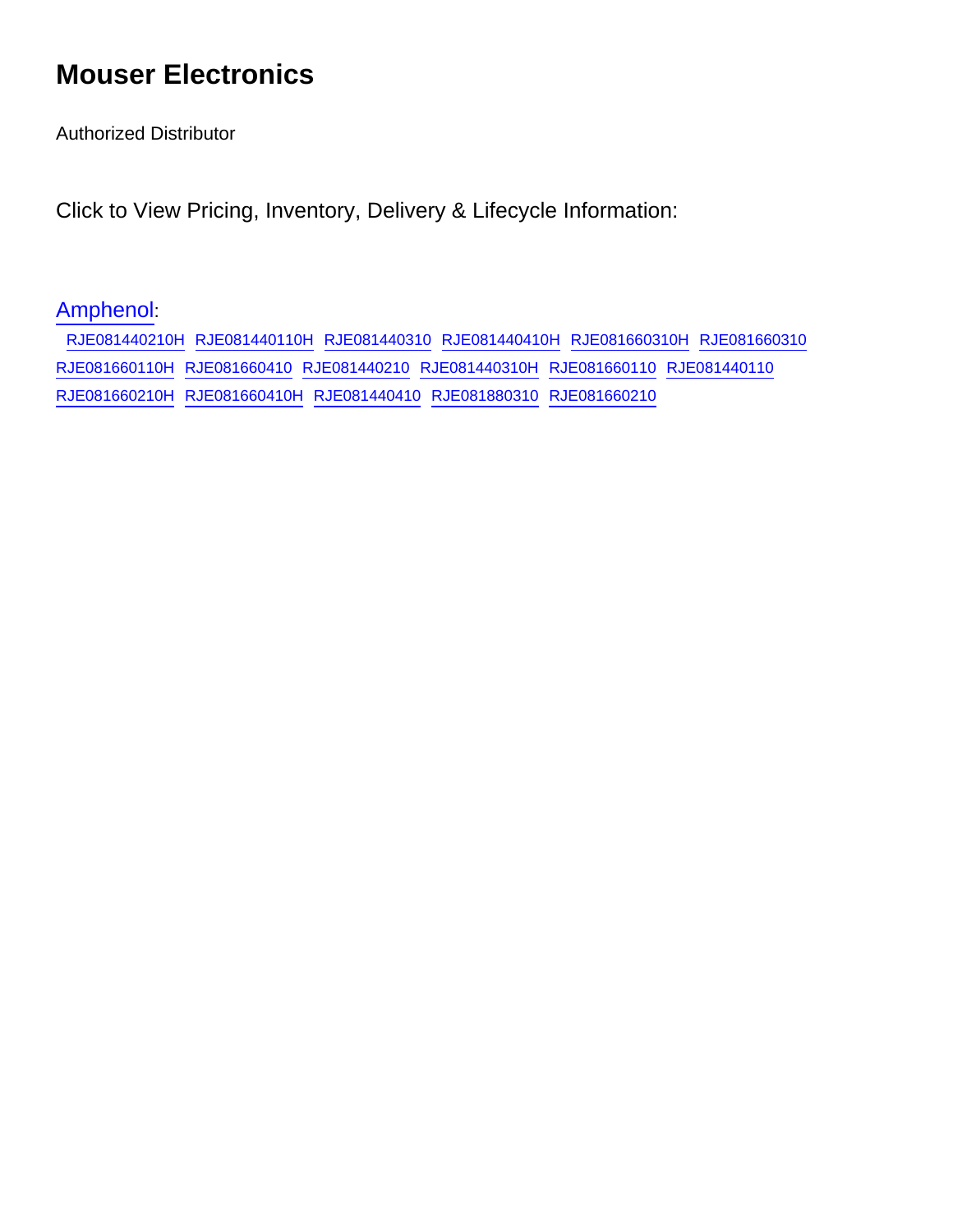# Mouser Electronics

Authorized Distributor

Click to View Pricing, Inventory, Delivery & Lifecycle Information:

Amphenol:

RJE081440210H RJE081440110H RJE081440310 RJE081440410H RJE081660310H RJE081660310 RJE081660110H RJE081660410 RJE081440210 RJE081440310H RJE081660110 RJE081440110 RJE081660210H RJE081660410H RJE081440410 RJE081880310 RJE081660210